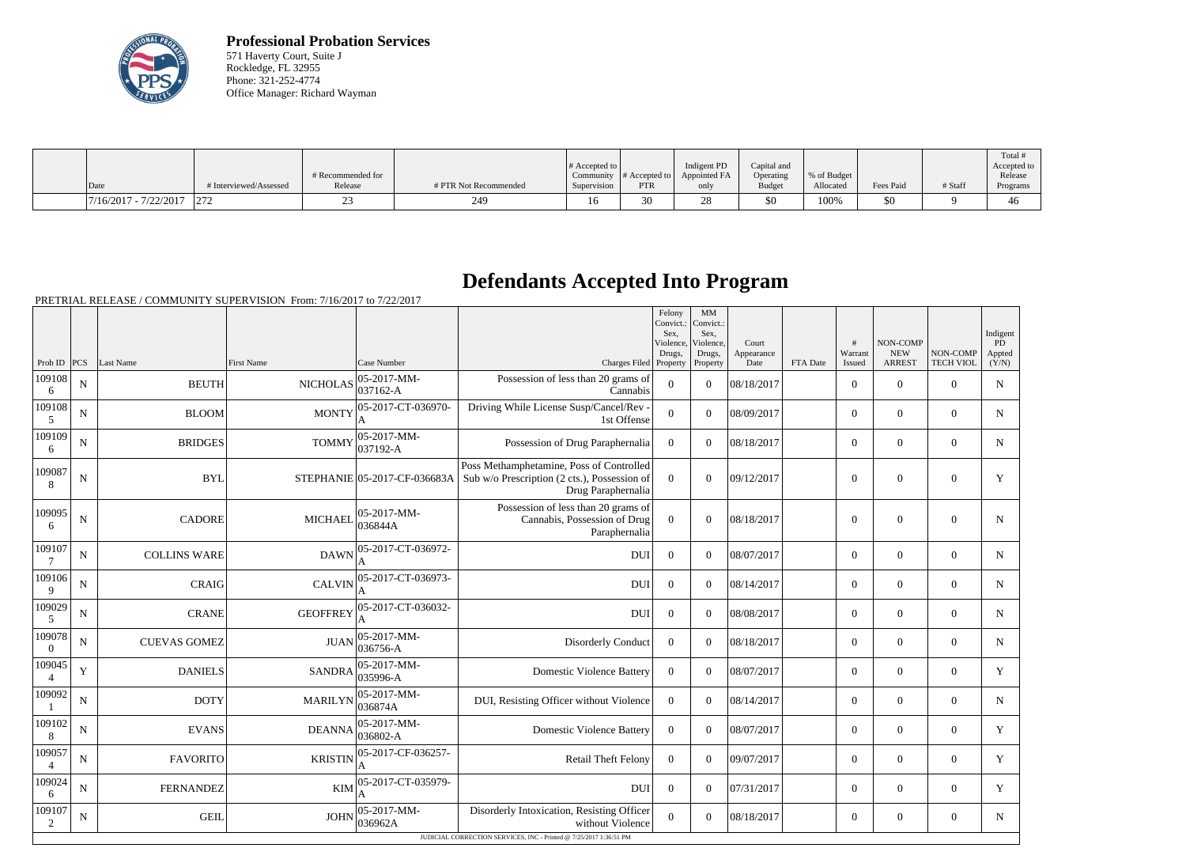**Professional Probation Services**
571 Haverty Court, Suite J
Rockledge, FL 32955
Phone: 321-252-4774
Office Manager: Richard Wayman

| Date | # Interviewed/Assessed | # Recommended for Release | # PTR Not Recommended | # Accepted to Community Supervision | # Accepted to PTR | Indigent PD Appointed FA only | Capital and Operating Budget | % of Budget Allocated | Fees Paid | # Staff | Total # Accepted to Release Programs |
|---|---|---|---|---|---|---|---|---|---|---|---|
| 7/16/2017 - 7/22/2017 | 272 | 23 | 249 | 16 | 30 | 28 | $0 | 100% | $0 | 9 | 46 |

# Defendants Accepted Into Program

PRETRIAL RELEASE / COMMUNITY SUPERVISION From: 7/16/2017 to 7/22/2017

| Prob ID | PCS | Last Name | First Name | Case Number | Charges Filed | Felony Convict.: Sex, Violence, Drugs, Property | MM Convict.: Sex, Violence, Drugs, Property | Court Appearance Date | FTA Date | # Warrant Issued | NON-COMP NEW ARREST | NON-COMP TECH VIOL | Indigent PD Appted (Y/N) |
|---|---|---|---|---|---|---|---|---|---|---|---|---|---|
| 1091086 | N | BEUTH | NICHOLAS | 05-2017-MM-037162-A | Possession of less than 20 grams of Cannabis | 0 | 0 | 08/18/2017 | | 0 | 0 | 0 | N |
| 1091085 | N | BLOOM | MONTY | 05-2017-CT-036970-A | Driving While License Susp/Cancel/Rev - 1st Offense | 0 | 0 | 08/09/2017 | | 0 | 0 | 0 | N |
| 1091096 | N | BRIDGES | TOMMY | 05-2017-MM-037192-A | Possession of Drug Paraphernalia | 0 | 0 | 08/18/2017 | | 0 | 0 | 0 | N |
| 1090878 | N | BYL | STEPHANIE | 05-2017-CF-036683A | Poss Methamphetamine, Poss of Controlled Sub w/o Prescription (2 cts.), Possession of Drug Paraphernalia | 0 | 0 | 09/12/2017 | | 0 | 0 | 0 | Y |
| 1090956 | N | CADORE | MICHAEL | 05-2017-MM-036844A | Possession of less than 20 grams of Cannabis, Possession of Drug Paraphernalia | 0 | 0 | 08/18/2017 | | 0 | 0 | 0 | N |
| 1091077 | N | COLLINS WARE | DAWN | 05-2017-CT-036972-A | DUI | 0 | 0 | 08/07/2017 | | 0 | 0 | 0 | N |
| 1091069 | N | CRAIG | CALVIN | 05-2017-CT-036973-A | DUI | 0 | 0 | 08/14/2017 | | 0 | 0 | 0 | N |
| 1090295 | N | CRANE | GEOFFREY | 05-2017-CT-036032-A | DUI | 0 | 0 | 08/08/2017 | | 0 | 0 | 0 | N |
| 1090780 | N | CUEVAS GOMEZ | JUAN | 05-2017-MM-036756-A | Disorderly Conduct | 0 | 0 | 08/18/2017 | | 0 | 0 | 0 | N |
| 1090454 | Y | DANIELS | SANDRA | 05-2017-MM-035996-A | Domestic Violence Battery | 0 | 0 | 08/07/2017 | | 0 | 0 | 0 | Y |
| 1090921 | N | DOTY | MARILYN | 05-2017-MM-036874A | DUI, Resisting Officer without Violence | 0 | 0 | 08/14/2017 | | 0 | 0 | 0 | N |
| 1091028 | N | EVANS | DEANNA | 05-2017-MM-036802-A | Domestic Violence Battery | 0 | 0 | 08/07/2017 | | 0 | 0 | 0 | Y |
| 1090574 | N | FAVORITO | KRISTIN | 05-2017-CF-036257-A | Retail Theft Felony | 0 | 0 | 09/07/2017 | | 0 | 0 | 0 | Y |
| 1090246 | N | FERNANDEZ | KIM | 05-2017-CT-035979-A | DUI | 0 | 0 | 07/31/2017 | | 0 | 0 | 0 | Y |
| 1091072 | N | GEIL | JOHN | 05-2017-MM-036962A | Disorderly Intoxication, Resisting Officer without Violence | 0 | 0 | 08/18/2017 | | 0 | 0 | 0 | N |

JUDICIAL CORRECTION SERVICES, INC - Printed @ 7/25/2017 1:36:51 PM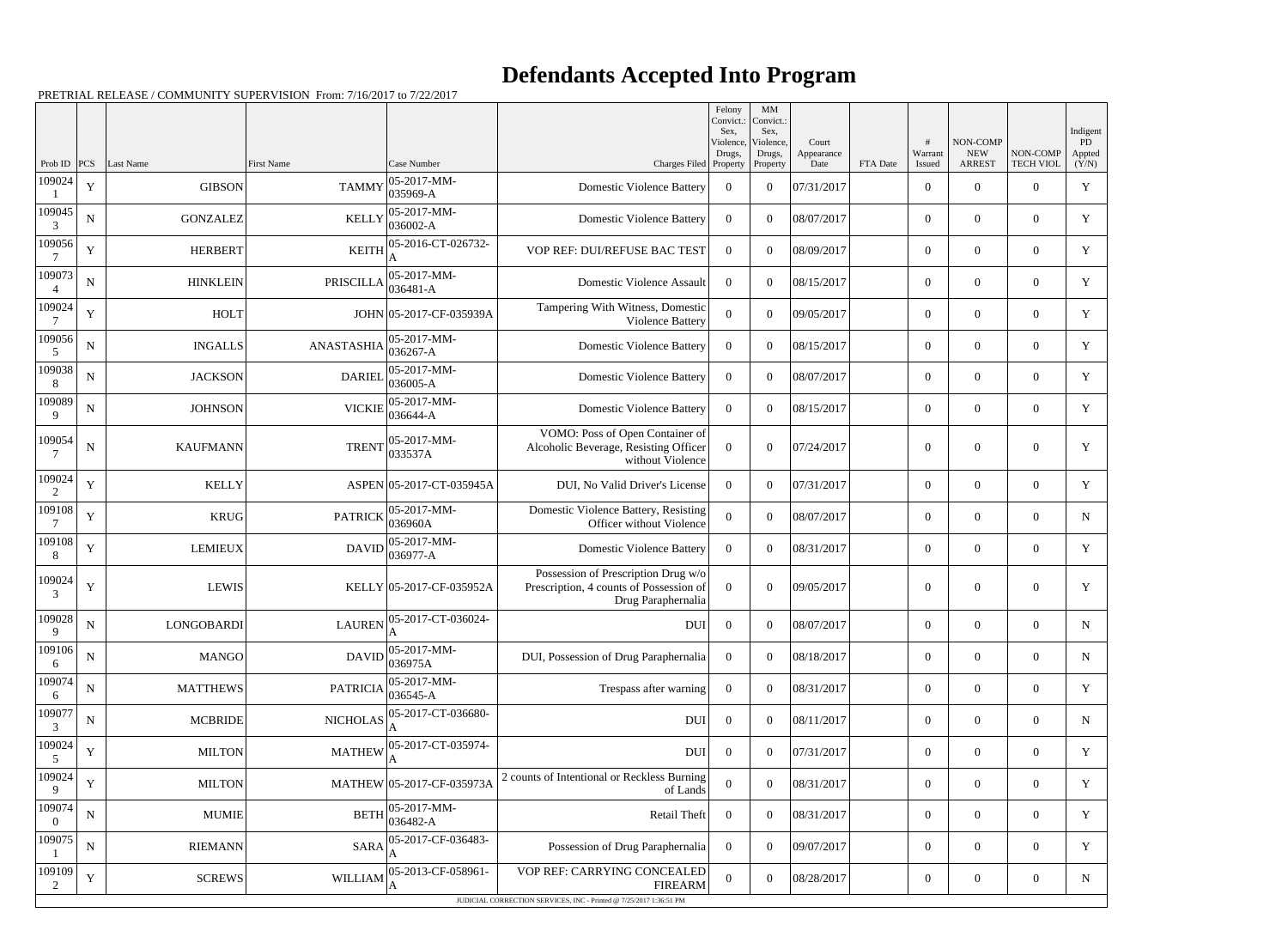# Defendants Accepted Into Program

PRETRIAL RELEASE / COMMUNITY SUPERVISION From: 7/16/2017 to 7/22/2017

| Prob ID | PCS | Last Name | First Name | Case Number | Charges Filed | Felony Convict.: Sex, Violence, Drugs, Property | MM Convict.: Sex, Violence, Drugs, Property | Court Appearance Date | FTA Date | # Warrant Issued | NON-COMP NEW ARREST | NON-COMP TECH VIOL | Indigent PD Appted (Y/N) |
|---|---|---|---|---|---|---|---|---|---|---|---|---|---|
| 1090241 | Y | GIBSON | TAMMY | 05-2017-MM-035969-A | Domestic Violence Battery | 0 | 0 | 07/31/2017 | | 0 | 0 | 0 | Y |
| 1090453 | N | GONZALEZ | KELLY | 05-2017-MM-036002-A | Domestic Violence Battery | 0 | 0 | 08/07/2017 | | 0 | 0 | 0 | Y |
| 1090567 | Y | HERBERT | KEITH | 05-2016-CT-026732-A | VOP REF: DUI/REFUSE BAC TEST | 0 | 0 | 08/09/2017 | | 0 | 0 | 0 | Y |
| 1090734 | N | HINKLEIN | PRISCILLA | 05-2017-MM-036481-A | Domestic Violence Assault | 0 | 0 | 08/15/2017 | | 0 | 0 | 0 | Y |
| 1090247 | Y | HOLT | JOHN | 05-2017-CF-035939A | Tampering With Witness, Domestic Violence Battery | 0 | 0 | 09/05/2017 | | 0 | 0 | 0 | Y |
| 1090565 | N | INGALLS | ANASTASHIA | 05-2017-MM-036267-A | Domestic Violence Battery | 0 | 0 | 08/15/2017 | | 0 | 0 | 0 | Y |
| 1090388 | N | JACKSON | DARIEL | 05-2017-MM-036005-A | Domestic Violence Battery | 0 | 0 | 08/07/2017 | | 0 | 0 | 0 | Y |
| 1090899 | N | JOHNSON | VICKIE | 05-2017-MM-036644-A | Domestic Violence Battery | 0 | 0 | 08/15/2017 | | 0 | 0 | 0 | Y |
| 1090547 | N | KAUFMANN | TRENT | 05-2017-MM-033537A | VOMO: Poss of Open Container of Alcoholic Beverage, Resisting Officer without Violence | 0 | 0 | 07/24/2017 | | 0 | 0 | 0 | Y |
| 1090242 | Y | KELLY | ASPEN | 05-2017-CT-035945A | DUI, No Valid Driver's License | 0 | 0 | 07/31/2017 | | 0 | 0 | 0 | Y |
| 1091087 | Y | KRUG | PATRICK | 05-2017-MM-036960A | Domestic Violence Battery, Resisting Officer without Violence | 0 | 0 | 08/07/2017 | | 0 | 0 | 0 | N |
| 1091088 | Y | LEMIEUX | DAVID | 05-2017-MM-036977-A | Domestic Violence Battery | 0 | 0 | 08/31/2017 | | 0 | 0 | 0 | Y |
| 1090243 | Y | LEWIS | KELLY | 05-2017-CF-035952A | Possession of Prescription Drug w/o Prescription, 4 counts of Possession of Drug Paraphernalia | 0 | 0 | 09/05/2017 | | 0 | 0 | 0 | Y |
| 1090289 | N | LONGOBARDI | LAUREN | 05-2017-CT-036024-A | DUI | 0 | 0 | 08/07/2017 | | 0 | 0 | 0 | N |
| 1091066 | N | MANGO | DAVID | 05-2017-MM-036975A | DUI, Possession of Drug Paraphernalia | 0 | 0 | 08/18/2017 | | 0 | 0 | 0 | N |
| 1090746 | N | MATTHEWS | PATRICIA | 05-2017-MM-036545-A | Trespass after warning | 0 | 0 | 08/31/2017 | | 0 | 0 | 0 | Y |
| 1090773 | N | MCBRIDE | NICHOLAS | 05-2017-CT-036680-A | DUI | 0 | 0 | 08/11/2017 | | 0 | 0 | 0 | N |
| 1090245 | Y | MILTON | MATHEW | 05-2017-CT-035974-A | DUI | 0 | 0 | 07/31/2017 | | 0 | 0 | 0 | Y |
| 1090249 | Y | MILTON | MATHEW | 05-2017-CF-035973A | 2 counts of Intentional or Reckless Burning of Lands | 0 | 0 | 08/31/2017 | | 0 | 0 | 0 | Y |
| 1090740 | N | MUMIE | BETH | 05-2017-MM-036482-A | Retail Theft | 0 | 0 | 08/31/2017 | | 0 | 0 | 0 | Y |
| 1090751 | N | RIEMANN | SARA | 05-2017-CF-036483-A | Possession of Drug Paraphernalia | 0 | 0 | 09/07/2017 | | 0 | 0 | 0 | Y |
| 1091092 | Y | SCREWS | WILLIAM | 05-2013-CF-058961-A | VOP REF: CARRYING CONCEALED FIREARM | 0 | 0 | 08/28/2017 | | 0 | 0 | 0 | N |

JUDICIAL CORRECTION SERVICES, INC - Printed @ 7/25/2017 1:36:51 PM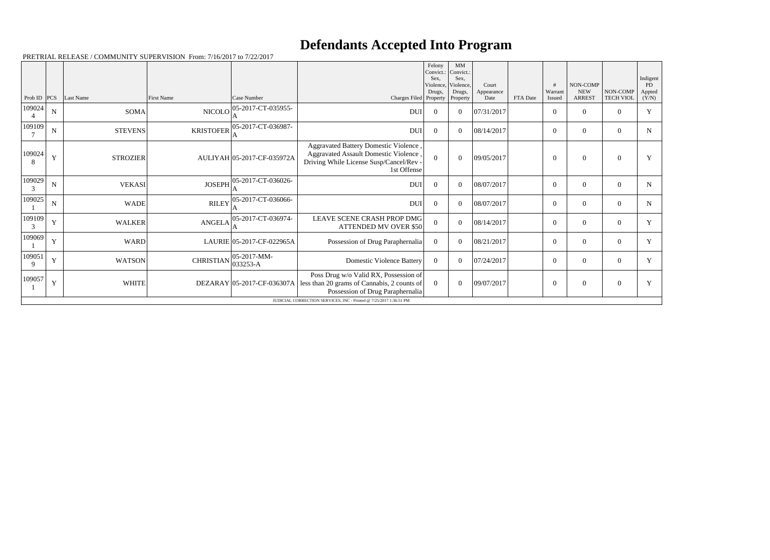# Defendants Accepted Into Program

PRETRIAL RELEASE / COMMUNITY SUPERVISION From: 7/16/2017 to 7/22/2017

| Prob ID | PCS | Last Name | First Name | Case Number | Charges Filed | Felony Convict.: Sex, Violence, Drugs, Property | MM Convict.: Sex, Violence, Drugs, Property | Court Appearance Date | FTA Date | # Warrant Issued | NON-COMP NEW ARREST | NON-COMP TECH VIOL | Indigent PD Appted (Y/N) |
|---|---|---|---|---|---|---|---|---|---|---|---|---|---|
| 1090244 | N | SOMA | NICOLO | 05-2017-CT-035955-A | DUI | 0 | 0 | 07/31/2017 | | 0 | 0 | 0 | Y |
| 1091097 | N | STEVENS | KRISTOFER | 05-2017-CT-036987-A | DUI | 0 | 0 | 08/14/2017 | | 0 | 0 | 0 | N |
| 1090248 | Y | STROZIER | AULIYAH | 05-2017-CF-035972A | Aggravated Battery Domestic Violence , Aggravated Assault Domestic Violence , Driving While License Susp/Cancel/Rev - 1st Offense | 0 | 0 | 09/05/2017 | | 0 | 0 | 0 | Y |
| 1090293 | N | VEKASI | JOSEPH | 05-2017-CT-036026-A | DUI | 0 | 0 | 08/07/2017 | | 0 | 0 | 0 | N |
| 1090251 | N | WADE | RILEY | 05-2017-CT-036066-A | DUI | 0 | 0 | 08/07/2017 | | 0 | 0 | 0 | N |
| 1091093 | Y | WALKER | ANGELA | 05-2017-CT-036974-A | LEAVE SCENE CRASH PROP DMG ATTENDED MV OVER $50 | 0 | 0 | 08/14/2017 | | 0 | 0 | 0 | Y |
| 1090691 | Y | WARD | LAURIE | 05-2017-CF-022965A | Possession of Drug Paraphernalia | 0 | 0 | 08/21/2017 | | 0 | 0 | 0 | Y |
| 1090519 | Y | WATSON | CHRISTIAN | 05-2017-MM-033253-A | Domestic Violence Battery | 0 | 0 | 07/24/2017 | | 0 | 0 | 0 | Y |
| 1090571 | Y | WHITE | DEZARAY | 05-2017-CF-036307A | Poss Drug w/o Valid RX, Possession of less than 20 grams of Cannabis, 2 counts of Possession of Drug Paraphernalia | 0 | 0 | 09/07/2017 | | 0 | 0 | 0 | Y |

JUDICIAL CORRECTION SERVICES, INC - Printed @ 7/25/2017 1:36:51 PM